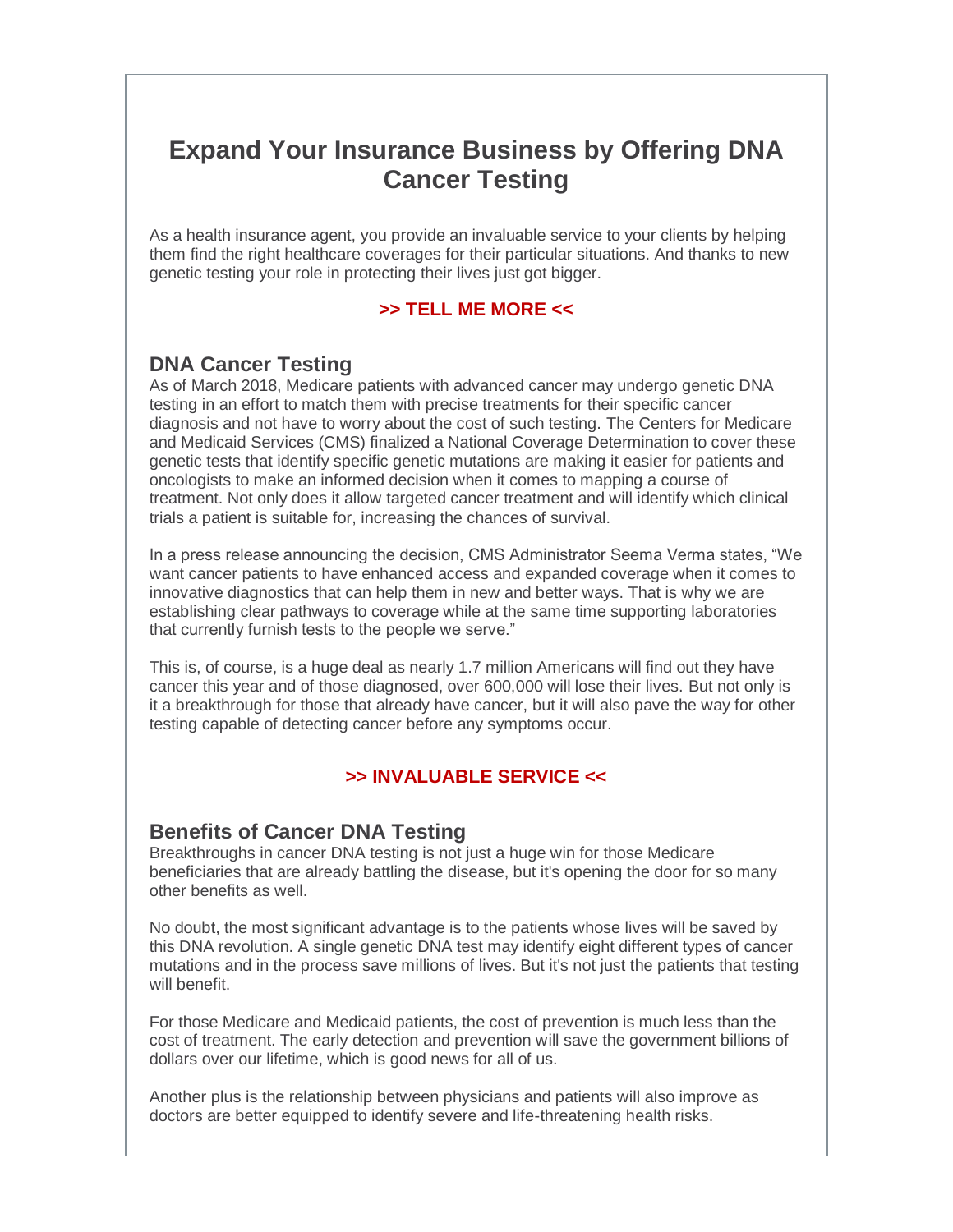# Expand Your Insurance Business by Offering DNA Cancer Testing

As a health insurance agent, you provide an invaluable service to your clients by helping them find the right healthcare coverages for their particular situations. And thanks to new genetic testing your role in protecting their lives just got bigger.

**>> TELL ME MORE <<**

## DNA Cancer Testing

As of March 2018, Medicare patients with advanced cancer may undergo genetic DNA testing in an effort to match them with precise treatments for their specific cancer diagnosis and not have to worry about the cost of such testing. The Centers for Medicare and Medicaid Services (CMS) finalized a National Coverage Determination to cover these genetic tests that identify specific genetic mutations are making it easier for patients and oncologists to make an informed decision when it comes to mapping a course of treatment. Not only does it allow targeted cancer treatment and will identify which clinical trials a patient is suitable for, increasing the chances of survival.

In a press release announcing the decision, CMS Administrator Seema Verma states, "We want cancer patients to have enhanced access and expanded coverage when it comes to innovative diagnostics that can help them in new and better ways. That is why we are establishing clear pathways to coverage while at the same time supporting laboratories that currently furnish tests to the people we serve."

This is, of course, is a huge deal as nearly 1.7 million Americans will find out they have cancer this year and of those diagnosed, over 600,000 will lose their lives. But not only is it a breakthrough for those that already have cancer, but it will also pave the way for other testing capable of detecting cancer before any symptoms occur.

**>> INVALUABLE SERVICE <<**

## Benefits of Cancer DNA Testing

Breakthroughs in cancer DNA testing is not just a huge win for those Medicare beneficiaries that are already battling the disease, but it's opening the door for so many other benefits as well.

No doubt, the most significant advantage is to the patients whose lives will be saved by this DNA revolution. A single genetic DNA test may identify eight different types of cancer mutations and in the process save millions of lives. But it's not just the patients that testing will benefit.

For those Medicare and Medicaid patients, the cost of prevention is much less than the cost of treatment. The early detection and prevention will save the government billions of dollars over our lifetime, which is good news for all of us.

Another plus is the relationship between physicians and patients will also improve as doctors are better equipped to identify severe and life-threatening health risks.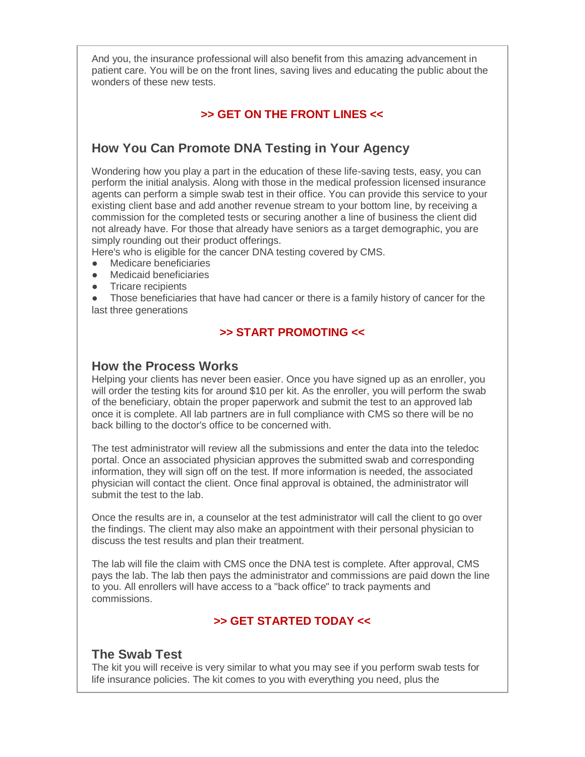And you, the insurance professional will also benefit from this amazing advancement in patient care. You will be on the front lines, saving lives and educating the public about the wonders of these new tests.

**>> GET ON THE FRONT LINES <<**

## How You Can Promote DNA Testing in Your Agency

Wondering how you play a part in the education of these life-saving tests, easy, you can perform the initial analysis. Along with those in the medical profession licensed insurance agents can perform a simple swab test in their office. You can provide this service to your existing client base and add another revenue stream to your bottom line, by receiving a commission for the completed tests or securing another a line of business the client did not already have. For those that already have seniors as a target demographic, you are simply rounding out their product offerings.

Here's who is eligible for the cancer DNA testing covered by CMS.

- Medicare beneficiaries
- Medicaid beneficiaries
- Tricare recipients
- Those beneficiaries that have had cancer or there is a family history of cancer for the last three generations

**>> START PROMOTING <<**

## How the Process Works

Helping your clients has never been easier. Once you have signed up as an enroller, you will order the testing kits for around $10 per kit. As the enroller, you will perform the swab of the beneficiary, obtain the proper paperwork and submit the test to an approved lab once it is complete. All lab partners are in full compliance with CMS so there will be no back billing to the doctor's office to be concerned with.

The test administrator will review all the submissions and enter the data into the teledoc portal. Once an associated physician approves the submitted swab and corresponding information, they will sign off on the test. If more information is needed, the associated physician will contact the client. Once final approval is obtained, the administrator will submit the test to the lab.

Once the results are in, a counselor at the test administrator will call the client to go over the findings. The client may also make an appointment with their personal physician to discuss the test results and plan their treatment.

The lab will file the claim with CMS once the DNA test is complete. After approval, CMS pays the lab. The lab then pays the administrator and commissions are paid down the line to you. All enrollers will have access to a "back office" to track payments and commissions.

**>> GET STARTED TODAY <<**

## The Swab Test

The kit you will receive is very similar to what you may see if you perform swab tests for life insurance policies. The kit comes to you with everything you need, plus the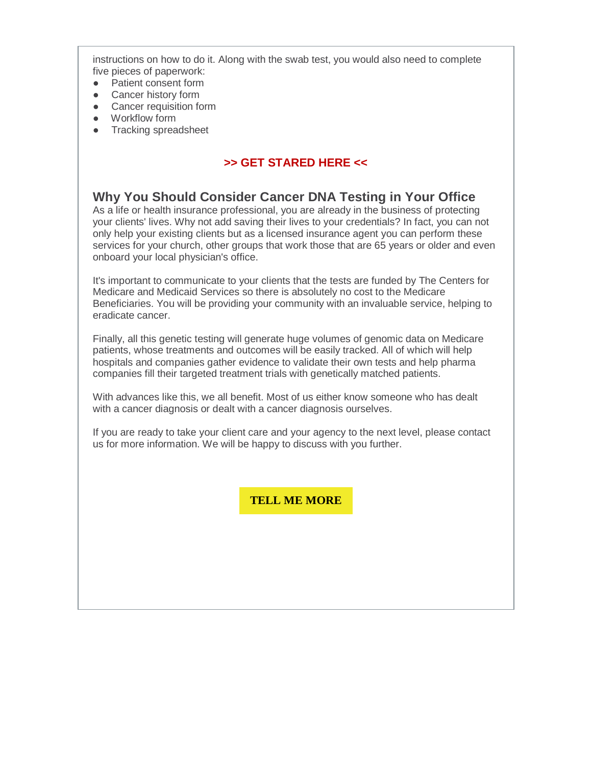instructions on how to do it. Along with the swab test, you would also need to complete five pieces of paperwork:

- Patient consent form
- Cancer history form
- Cancer requisition form
- Workflow form
- Tracking spreadsheet

**>> GET STARED HERE <<**

## Why You Should Consider Cancer DNA Testing in Your Office

As a life or health insurance professional, you are already in the business of protecting your clients' lives. Why not add saving their lives to your credentials? In fact, you can not only help your existing clients but as a licensed insurance agent you can perform these services for your church, other groups that work those that are 65 years or older and even onboard your local physician's office.

It's important to communicate to your clients that the tests are funded by The Centers for Medicare and Medicaid Services so there is absolutely no cost to the Medicare Beneficiaries. You will be providing your community with an invaluable service, helping to eradicate cancer.

Finally, all this genetic testing will generate huge volumes of genomic data on Medicare patients, whose treatments and outcomes will be easily tracked. All of which will help hospitals and companies gather evidence to validate their own tests and help pharma companies fill their targeted treatment trials with genetically matched patients.

With advances like this, we all benefit. Most of us either know someone who has dealt with a cancer diagnosis or dealt with a cancer diagnosis ourselves.

If you are ready to take your client care and your agency to the next level, please contact us for more information. We will be happy to discuss with you further.

**TELL ME MORE**